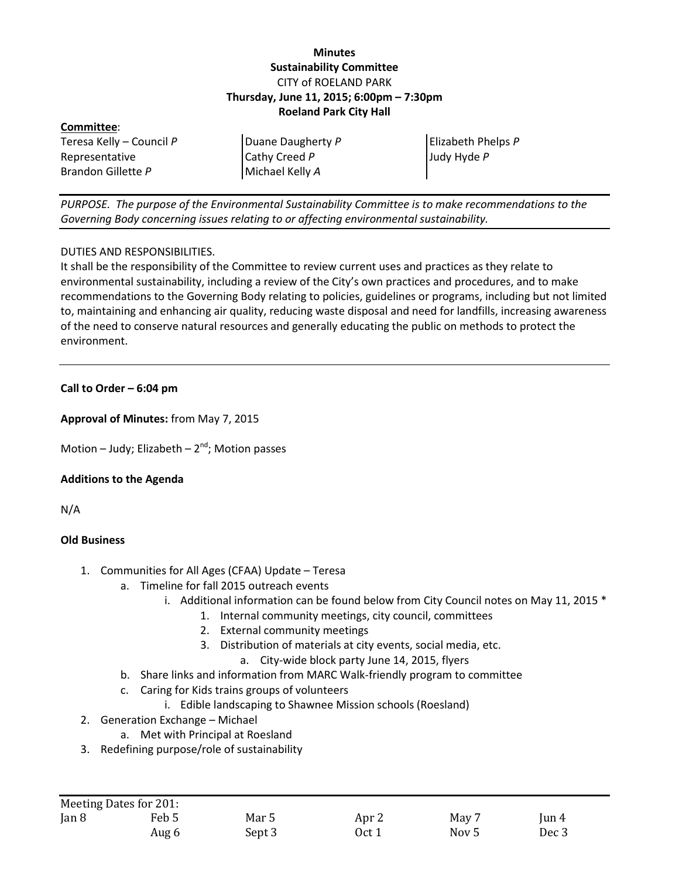**Minutes**
**Sustainability Committee**
CITY of ROELAND PARK
**Thursday, June 11, 2015; 6:00pm – 7:30pm**
**Roeland Park City Hall**

**Committee**:

| | | |
|---|---|---|
| Teresa Kelly – Council *P* Representative | Duane Daugherty *P* | Elizabeth Phelps *P* |
| Brandon Gillette *P* | Cathy Creed *P* | Judy Hyde *P* |
| | Michael Kelly *A* | |

*PURPOSE. The purpose of the Environmental Sustainability Committee is to make recommendations to the Governing Body concerning issues relating to or affecting environmental sustainability.*

DUTIES AND RESPONSIBILITIES.
It shall be the responsibility of the Committee to review current uses and practices as they relate to environmental sustainability, including a review of the City's own practices and procedures, and to make recommendations to the Governing Body relating to policies, guidelines or programs, including but not limited to, maintaining and enhancing air quality, reducing waste disposal and need for landfills, increasing awareness of the need to conserve natural resources and generally educating the public on methods to protect the environment.

---

**Call to Order – 6:04 pm**

**Approval of Minutes:** from May 7, 2015

Motion – Judy; Elizabeth – 2nd; Motion passes

**Additions to the Agenda**

N/A

**Old Business**

1. Communities for All Ages (CFAA) Update – Teresa
   a. Timeline for fall 2015 outreach events
      i. Additional information can be found below from City Council notes on May 11, 2015 *
         1. Internal community meetings, city council, committees
         2. External community meetings
         3. Distribution of materials at city events, social media, etc.
            a. City-wide block party June 14, 2015, flyers
   b. Share links and information from MARC Walk-friendly program to committee
   c. Caring for Kids trains groups of volunteers
      i. Edible landscaping to Shawnee Mission schools (Roesland)
2. Generation Exchange – Michael
   a. Met with Principal at Roesland
3. Redefining purpose/role of sustainability

| Meeting Dates for 201: | | | | | |
|---|---|---|---|---|---|
| Jan 8 | Feb 5 | Mar 5 | Apr 2 | May 7 | Jun 4 |
| | Aug 6 | Sept 3 | Oct 1 | Nov 5 | Dec 3 |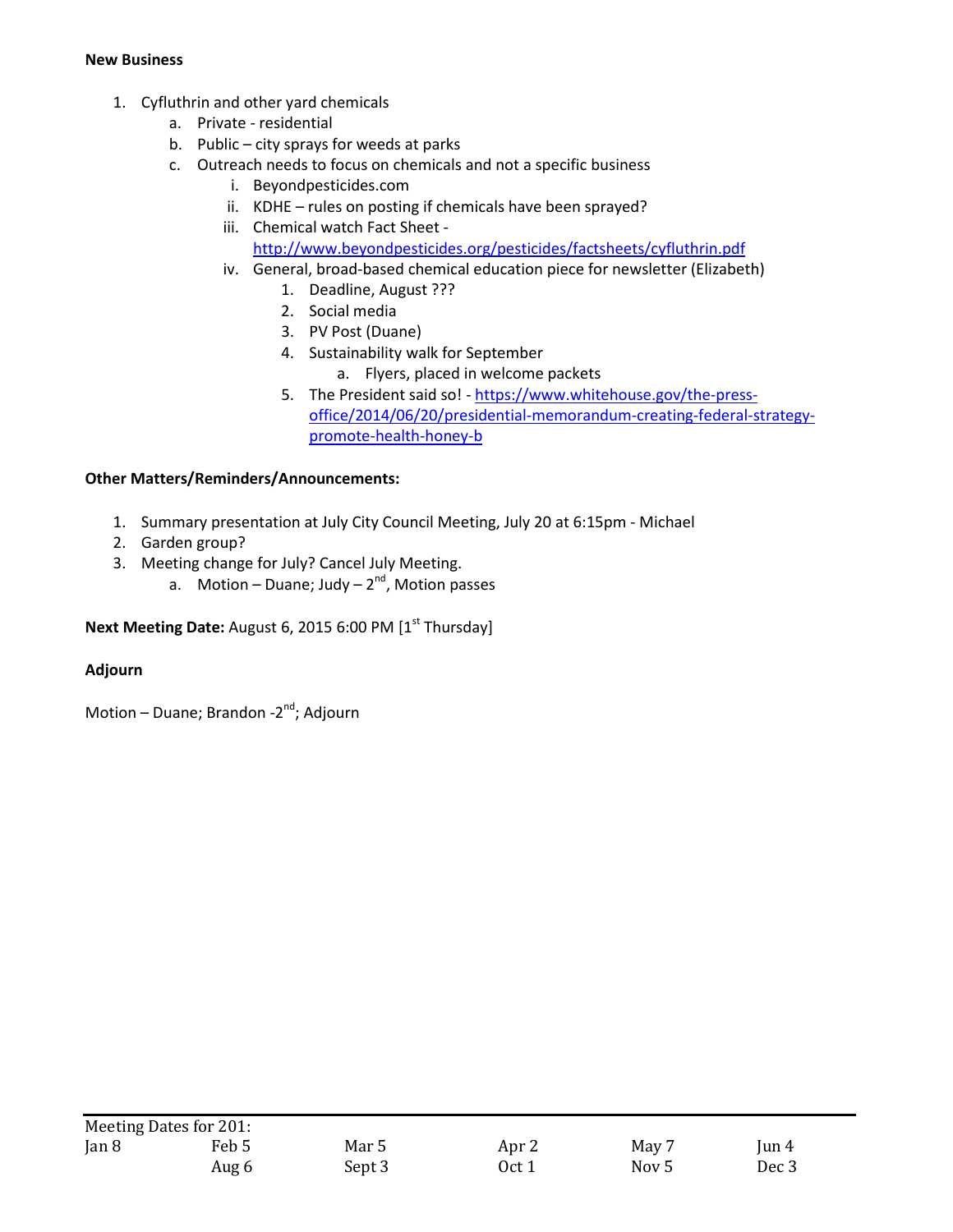**New Business**

1. Cyfluthrin and other yard chemicals
    a. Private - residential
    b. Public – city sprays for weeds at parks
    c. Outreach needs to focus on chemicals and not a specific business
        i. Beyondpesticides.com
        ii. KDHE – rules on posting if chemicals have been sprayed?
        iii. Chemical watch Fact Sheet - http://www.beyondpesticides.org/pesticides/factsheets/cyfluthrin.pdf
        iv. General, broad-based chemical education piece for newsletter (Elizabeth)
            1. Deadline, August ???
            2. Social media
            3. PV Post (Duane)
            4. Sustainability walk for September
                a. Flyers, placed in welcome packets
            5. The President said so! - https://www.whitehouse.gov/the-press-office/2014/06/20/presidential-memorandum-creating-federal-strategy-promote-health-honey-b

**Other Matters/Reminders/Announcements:**

1. Summary presentation at July City Council Meeting, July 20 at 6:15pm - Michael
2. Garden group?
3. Meeting change for July? Cancel July Meeting.
    a. Motion – Duane; Judy – 2nd, Motion passes

**Next Meeting Date:** August 6, 2015 6:00 PM [1st Thursday]

**Adjourn**

Motion – Duane; Brandon -2nd; Adjourn

| Meeting Dates for 201: | | | | | |
|---|---|---|---|---|---|
| Jan 8 | Feb 5 | Mar 5 | Apr 2 | May 7 | Jun 4 |
| | Aug 6 | Sept 3 | Oct 1 | Nov 5 | Dec 3 |